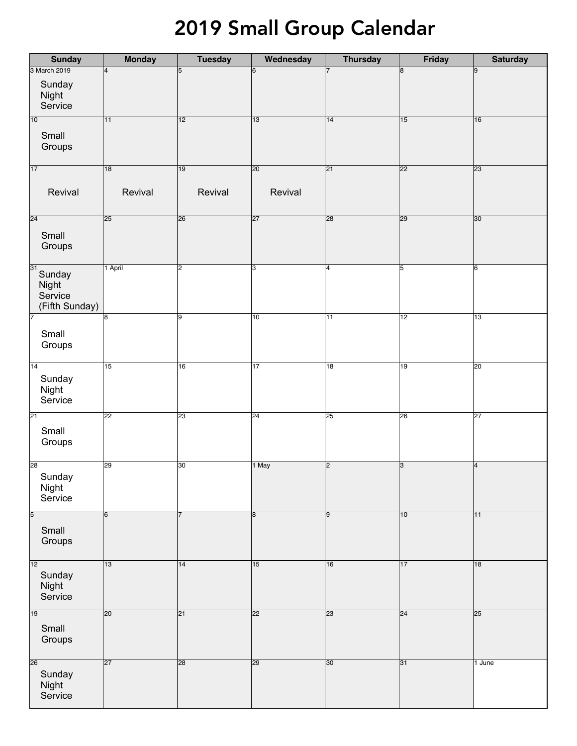# 2019 Small Group Calendar

| Sunday | Monday | Tuesday | Wednesday | Thursday | Friday | Saturday |
|---|---|---|---|---|---|---|
| 3 March 2019 Sunday Night Service | 4 | 5 | 6 | 7 | 8 | 9 |
| 10 Small Groups | 11 | 12 | 13 | 14 | 15 | 16 |
| 17 Revival | 18 Revival | 19 Revival | 20 Revival | 21 | 22 | 23 |
| 24 Small Groups | 25 | 26 | 27 | 28 | 29 | 30 |
| 31 Sunday Night Service (Fifth Sunday) | 1 April | 2 | 3 | 4 | 5 | 6 |
| 7 Small Groups | 8 | 9 | 10 | 11 | 12 | 13 |
| 14 Sunday Night Service | 15 | 16 | 17 | 18 | 19 | 20 |
| 21 Small Groups | 22 | 23 | 24 | 25 | 26 | 27 |
| 28 Sunday Night Service | 29 | 30 | 1 May | 2 | 3 | 4 |
| 5 Small Groups | 6 | 7 | 8 | 9 | 10 | 11 |
| 12 Sunday Night Service | 13 | 14 | 15 | 16 | 17 | 18 |
| 19 Small Groups | 20 | 21 | 22 | 23 | 24 | 25 |
| 26 Sunday Night Service | 27 | 28 | 29 | 30 | 31 | 1 June |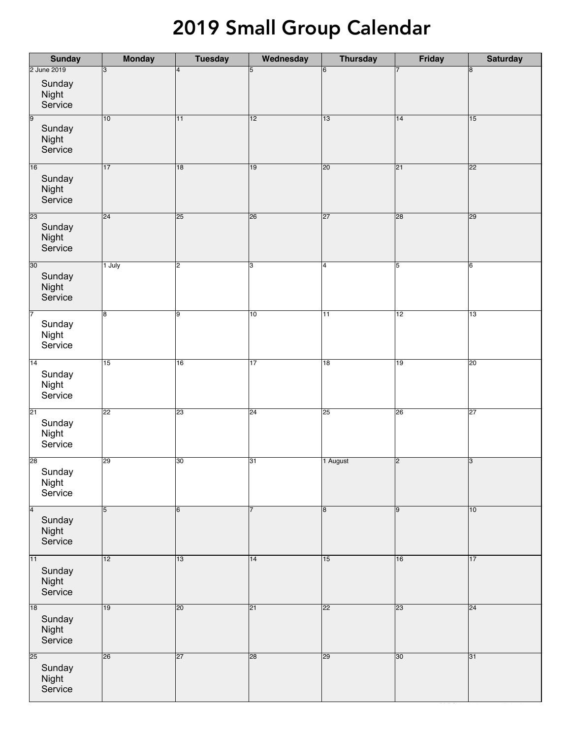# 2019 Small Group Calendar

| Sunday | Monday | Tuesday | Wednesday | Thursday | Friday | Saturday |
| --- | --- | --- | --- | --- | --- | --- |
| 2 June 2019 Sunday Night Service | 3 | 4 | 5 | 6 | 7 | 8 |
| 9 Sunday Night Service | 10 | 11 | 12 | 13 | 14 | 15 |
| 16 Sunday Night Service | 17 | 18 | 19 | 20 | 21 | 22 |
| 23 Sunday Night Service | 24 | 25 | 26 | 27 | 28 | 29 |
| 30 Sunday Night Service | 1 July | 2 | 3 | 4 | 5 | 6 |
| 7 Sunday Night Service | 8 | 9 | 10 | 11 | 12 | 13 |
| 14 Sunday Night Service | 15 | 16 | 17 | 18 | 19 | 20 |
| 21 Sunday Night Service | 22 | 23 | 24 | 25 | 26 | 27 |
| 28 Sunday Night Service | 29 | 30 | 31 | 1 August | 2 | 3 |
| 4 Sunday Night Service | 5 | 6 | 7 | 8 | 9 | 10 |
| 11 Sunday Night Service | 12 | 13 | 14 | 15 | 16 | 17 |
| 18 Sunday Night Service | 19 | 20 | 21 | 22 | 23 | 24 |
| 25 Sunday Night Service | 26 | 27 | 28 | 29 | 30 | 31 |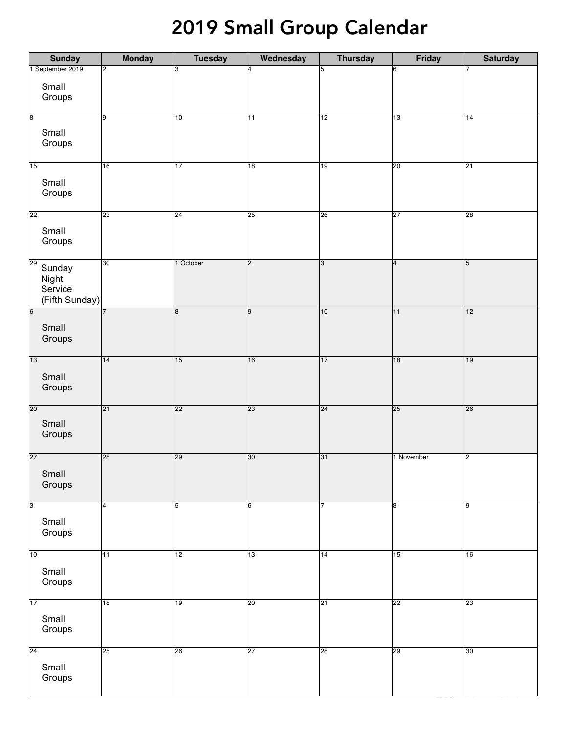# 2019 Small Group Calendar

| Sunday | Monday | Tuesday | Wednesday | Thursday | Friday | Saturday |
|---|---|---|---|---|---|---|
| 1 September 2019<br>Small Groups | 2 | 3 | 4 | 5 | 6 | 7 |
| 8<br>Small Groups | 9 | 10 | 11 | 12 | 13 | 14 |
| 15<br>Small Groups | 16 | 17 | 18 | 19 | 20 | 21 |
| 22<br>Small Groups | 23 | 24 | 25 | 26 | 27 | 28 |
| 29<br>Sunday Night Service (Fifth Sunday) | 30 | 1 October | 2 | 3 | 4 | 5 |
| 6<br>Small Groups | 7 | 8 | 9 | 10 | 11 | 12 |
| 13<br>Small Groups | 14 | 15 | 16 | 17 | 18 | 19 |
| 20<br>Small Groups | 21 | 22 | 23 | 24 | 25 | 26 |
| 27<br>Small Groups | 28 | 29 | 30 | 31 | 1 November | 2 |
| 3<br>Small Groups | 4 | 5 | 6 | 7 | 8 | 9 |
| 10<br>Small Groups | 11 | 12 | 13 | 14 | 15 | 16 |
| 17<br>Small Groups | 18 | 19 | 20 | 21 | 22 | 23 |
| 24<br>Small Groups | 25 | 26 | 27 | 28 | 29 | 30 |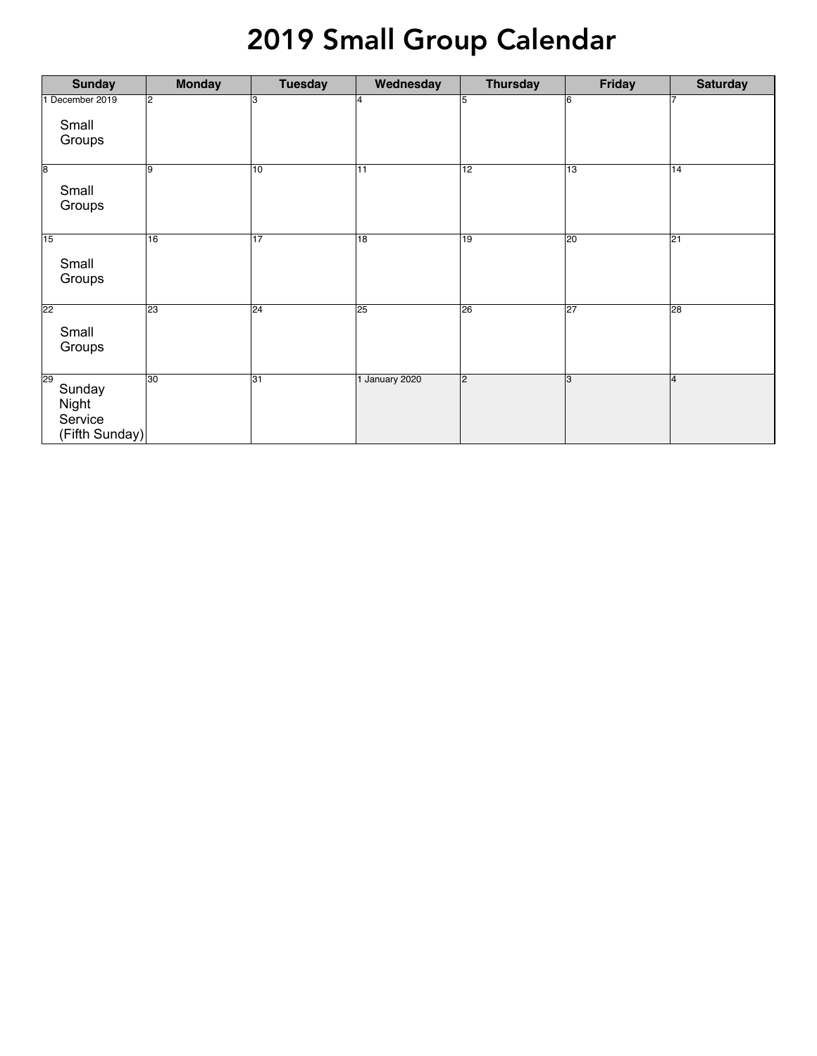# 2019 Small Group Calendar

| Sunday | Monday | Tuesday | Wednesday | Thursday | Friday | Saturday |
|---|---|---|---|---|---|---|
| 1 December 2019<br>Small Groups | 2 | 3 | 4 | 5 | 6 | 7 |
| 8<br>Small Groups | 9 | 10 | 11 | 12 | 13 | 14 |
| 15<br>Small Groups | 16 | 17 | 18 | 19 | 20 | 21 |
| 22<br>Small Groups | 23 | 24 | 25 | 26 | 27 | 28 |
| 29<br>Sunday Night Service (Fifth Sunday) | 30 | 31 | 1 January 2020 | 2 | 3 | 4 |